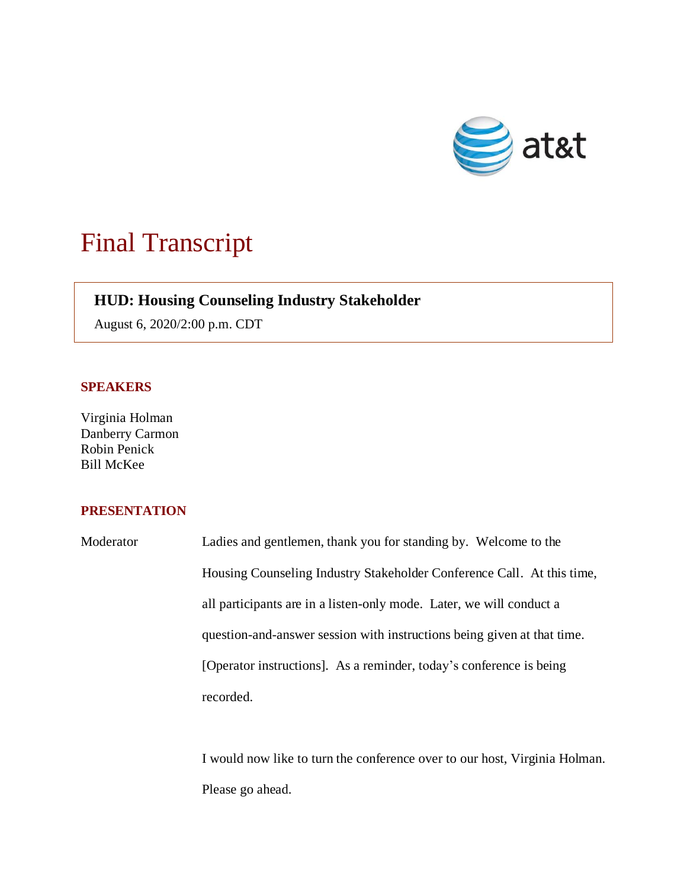# Final Transcript

## HUD: Housing Counseling Industry Stakeholder

August 6, 2020/2:00 p.m. CDT

### SPEAKERS

Virginia Holman
Danberry Carmon
Robin Penick
Bill McKee

### PRESENTATION

Moderator Ladies and gentlemen, thank you for standing by. Welcome to the Housing Counseling Industry Stakeholder Conference Call. At this time, all participants are in a listen-only mode. Later, we will conduct a question-and-answer session with instructions being given at that time. [Operator instructions]. As a reminder, today's conference is being recorded.

I would now like to turn the conference over to our host, Virginia Holman. Please go ahead.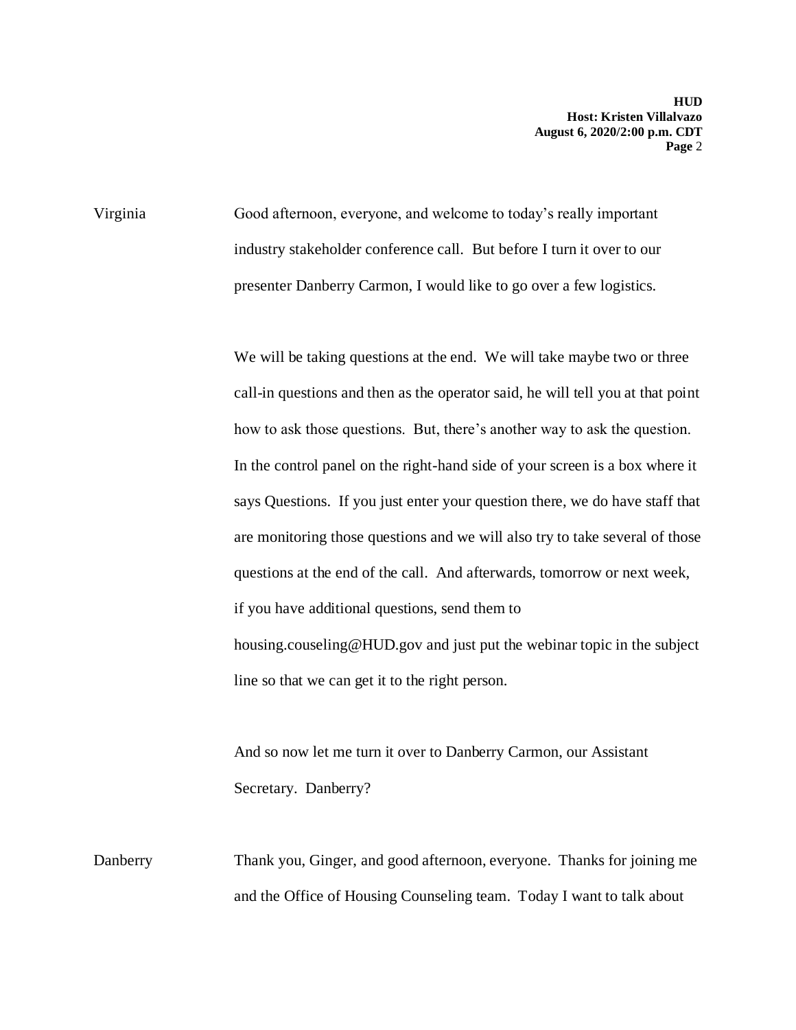Virginia Good afternoon, everyone, and welcome to today's really important industry stakeholder conference call. But before I turn it over to our presenter Danberry Carmon, I would like to go over a few logistics.

We will be taking questions at the end. We will take maybe two or three call-in questions and then as the operator said, he will tell you at that point how to ask those questions. But, there's another way to ask the question. In the control panel on the right-hand side of your screen is a box where it says Questions. If you just enter your question there, we do have staff that are monitoring those questions and we will also try to take several of those questions at the end of the call. And afterwards, tomorrow or next week, if you have additional questions, send them to housing.couseling@HUD.gov and just put the webinar topic in the subject line so that we can get it to the right person.

And so now let me turn it over to Danberry Carmon, our Assistant Secretary. Danberry?

Danberry Thank you, Ginger, and good afternoon, everyone. Thanks for joining me and the Office of Housing Counseling team. Today I want to talk about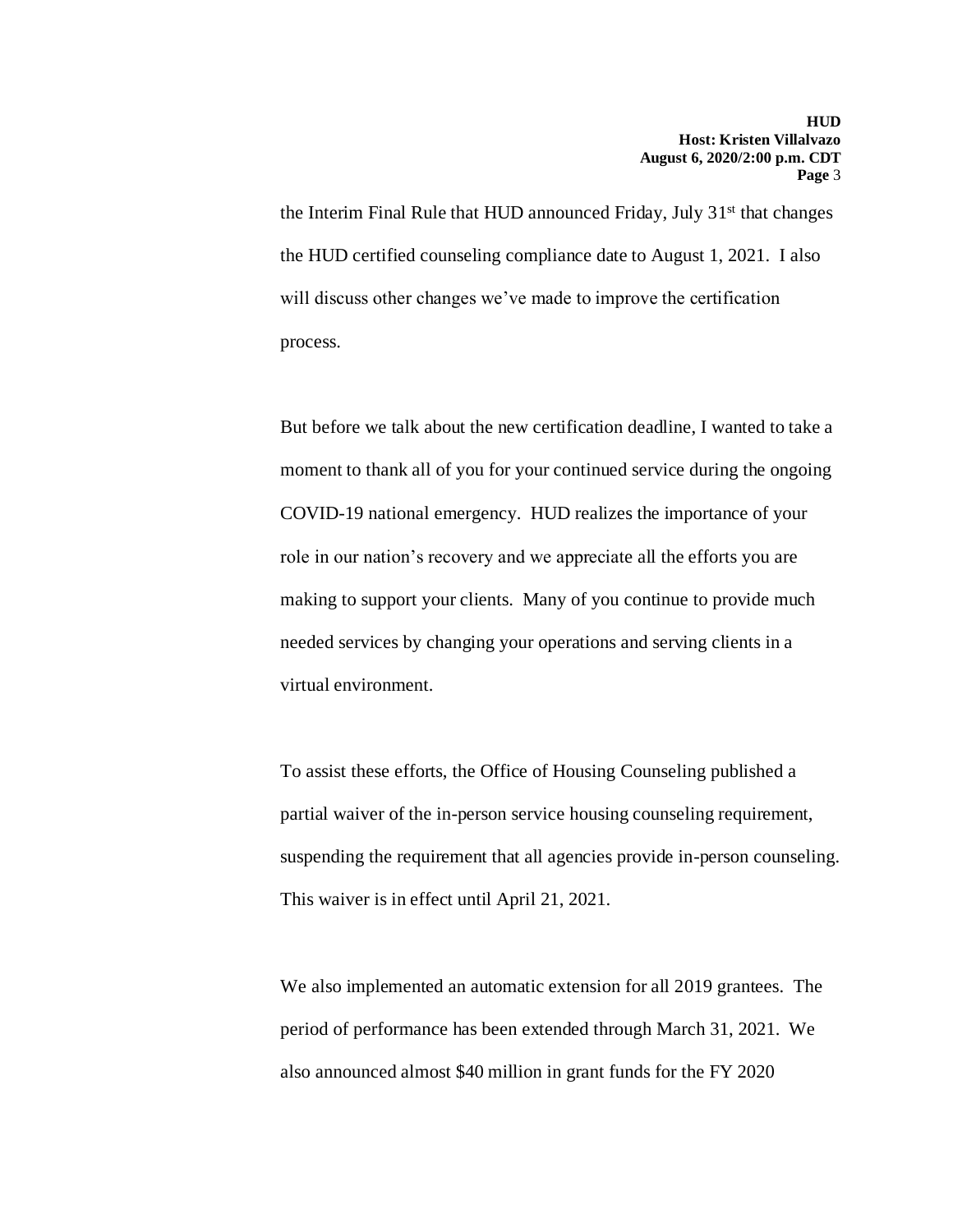the Interim Final Rule that HUD announced Friday, July 31st that changes the HUD certified counseling compliance date to August 1, 2021. I also will discuss other changes we've made to improve the certification process.

But before we talk about the new certification deadline, I wanted to take a moment to thank all of you for your continued service during the ongoing COVID-19 national emergency. HUD realizes the importance of your role in our nation's recovery and we appreciate all the efforts you are making to support your clients. Many of you continue to provide much needed services by changing your operations and serving clients in a virtual environment.

To assist these efforts, the Office of Housing Counseling published a partial waiver of the in-person service housing counseling requirement, suspending the requirement that all agencies provide in-person counseling. This waiver is in effect until April 21, 2021.

We also implemented an automatic extension for all 2019 grantees. The period of performance has been extended through March 31, 2021. We also announced almost $40 million in grant funds for the FY 2020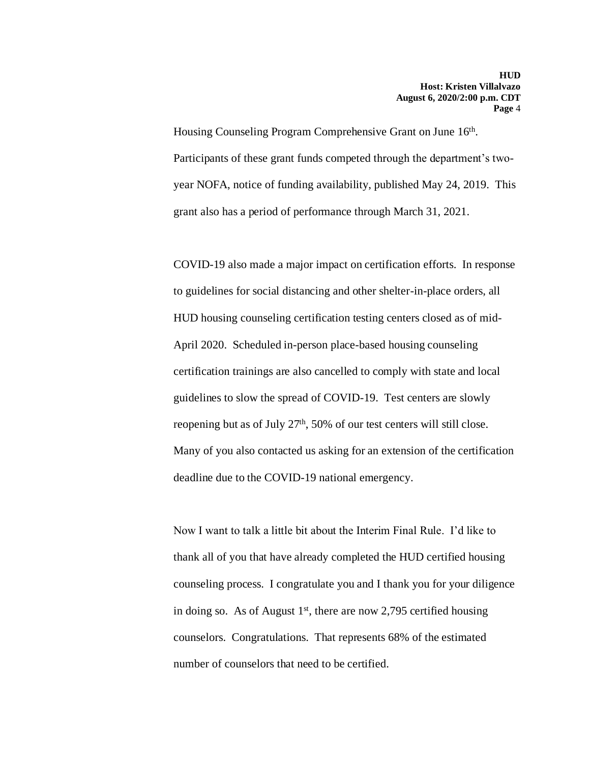Housing Counseling Program Comprehensive Grant on June 16th. Participants of these grant funds competed through the department's two-year NOFA, notice of funding availability, published May 24, 2019. This grant also has a period of performance through March 31, 2021.

COVID-19 also made a major impact on certification efforts. In response to guidelines for social distancing and other shelter-in-place orders, all HUD housing counseling certification testing centers closed as of mid-April 2020. Scheduled in-person place-based housing counseling certification trainings are also cancelled to comply with state and local guidelines to slow the spread of COVID-19. Test centers are slowly reopening but as of July 27th, 50% of our test centers will still close. Many of you also contacted us asking for an extension of the certification deadline due to the COVID-19 national emergency.

Now I want to talk a little bit about the Interim Final Rule. I'd like to thank all of you that have already completed the HUD certified housing counseling process. I congratulate you and I thank you for your diligence in doing so. As of August 1st, there are now 2,795 certified housing counselors. Congratulations. That represents 68% of the estimated number of counselors that need to be certified.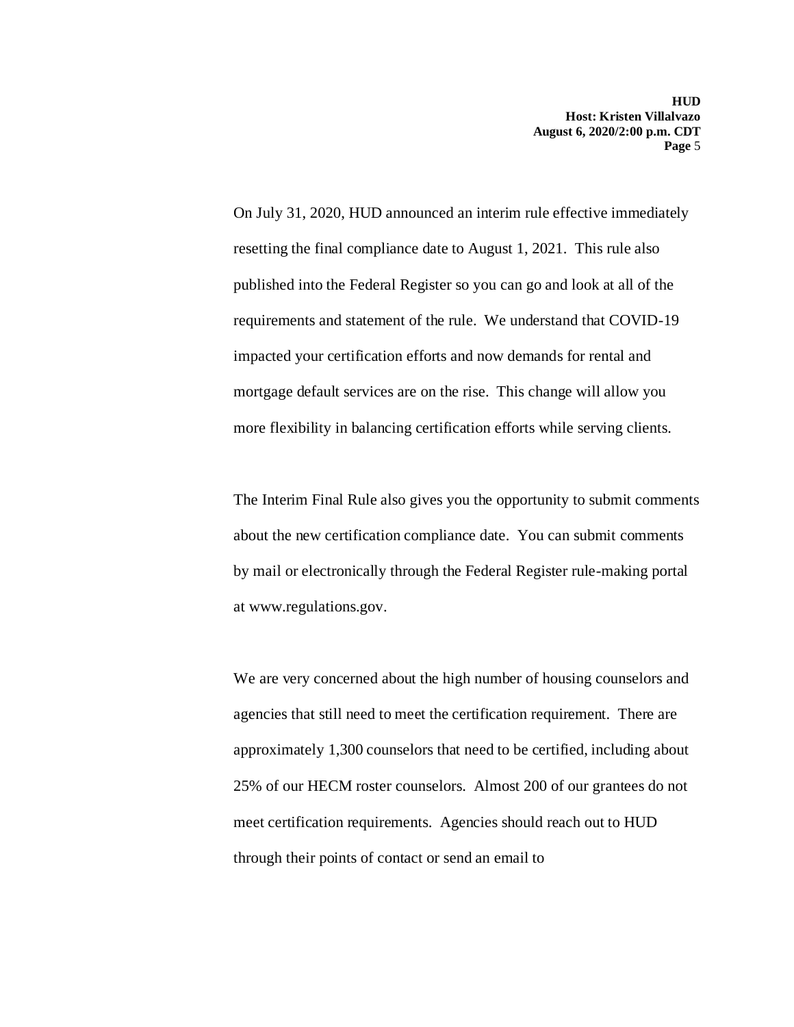On July 31, 2020, HUD announced an interim rule effective immediately resetting the final compliance date to August 1, 2021. This rule also published into the Federal Register so you can go and look at all of the requirements and statement of the rule. We understand that COVID-19 impacted your certification efforts and now demands for rental and mortgage default services are on the rise. This change will allow you more flexibility in balancing certification efforts while serving clients.

The Interim Final Rule also gives you the opportunity to submit comments about the new certification compliance date. You can submit comments by mail or electronically through the Federal Register rule-making portal at www.regulations.gov.

We are very concerned about the high number of housing counselors and agencies that still need to meet the certification requirement. There are approximately 1,300 counselors that need to be certified, including about 25% of our HECM roster counselors. Almost 200 of our grantees do not meet certification requirements. Agencies should reach out to HUD through their points of contact or send an email to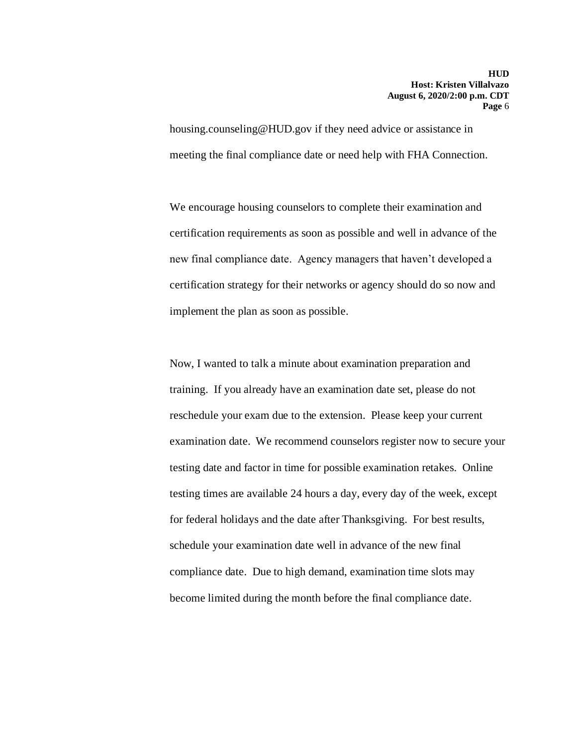housing.counseling@HUD.gov if they need advice or assistance in meeting the final compliance date or need help with FHA Connection.

We encourage housing counselors to complete their examination and certification requirements as soon as possible and well in advance of the new final compliance date. Agency managers that haven't developed a certification strategy for their networks or agency should do so now and implement the plan as soon as possible.

Now, I wanted to talk a minute about examination preparation and training. If you already have an examination date set, please do not reschedule your exam due to the extension. Please keep your current examination date. We recommend counselors register now to secure your testing date and factor in time for possible examination retakes. Online testing times are available 24 hours a day, every day of the week, except for federal holidays and the date after Thanksgiving. For best results, schedule your examination date well in advance of the new final compliance date. Due to high demand, examination time slots may become limited during the month before the final compliance date.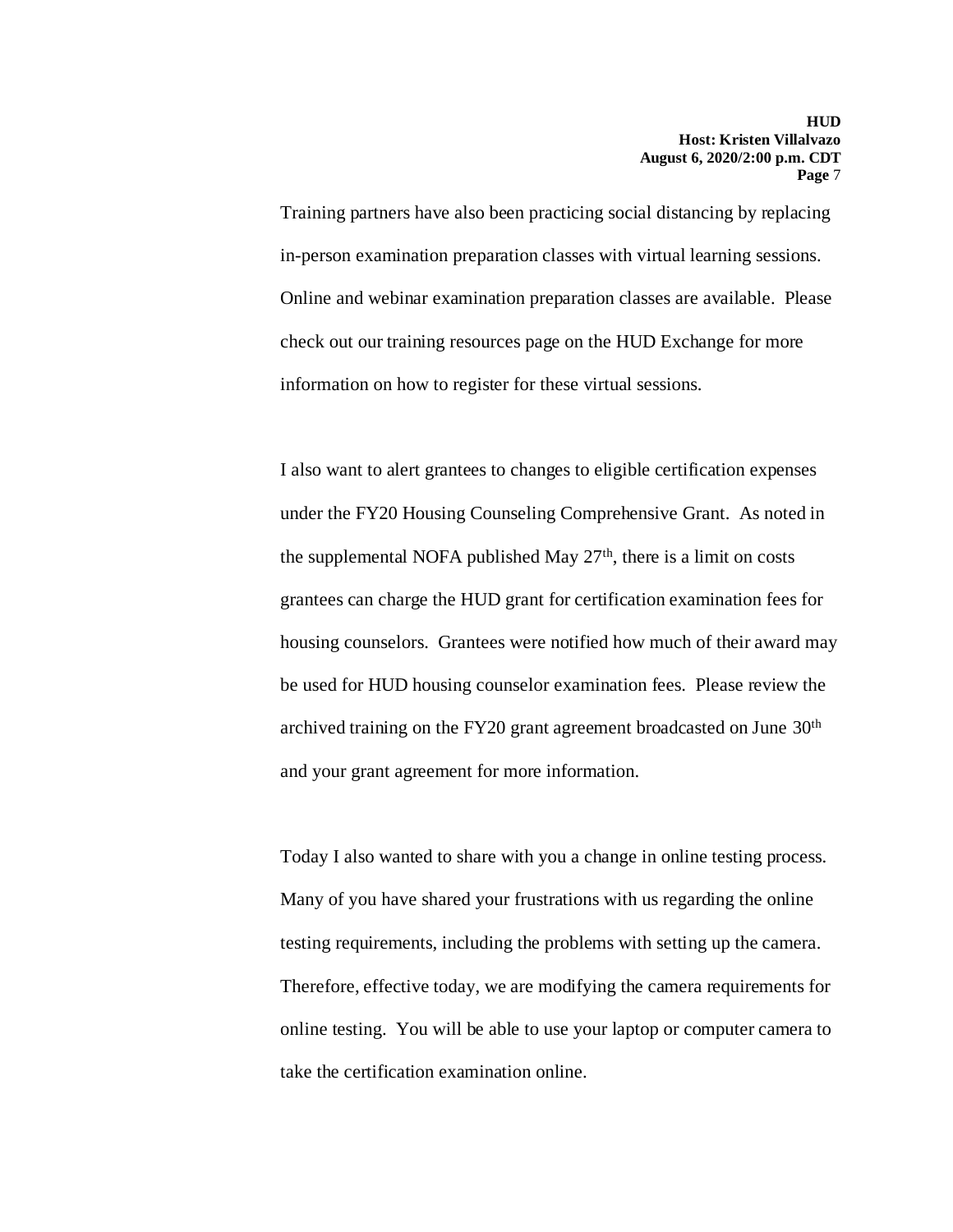Training partners have also been practicing social distancing by replacing in-person examination preparation classes with virtual learning sessions. Online and webinar examination preparation classes are available. Please check out our training resources page on the HUD Exchange for more information on how to register for these virtual sessions.

I also want to alert grantees to changes to eligible certification expenses under the FY20 Housing Counseling Comprehensive Grant. As noted in the supplemental NOFA published May 27th, there is a limit on costs grantees can charge the HUD grant for certification examination fees for housing counselors. Grantees were notified how much of their award may be used for HUD housing counselor examination fees. Please review the archived training on the FY20 grant agreement broadcasted on June 30th and your grant agreement for more information.

Today I also wanted to share with you a change in online testing process. Many of you have shared your frustrations with us regarding the online testing requirements, including the problems with setting up the camera. Therefore, effective today, we are modifying the camera requirements for online testing. You will be able to use your laptop or computer camera to take the certification examination online.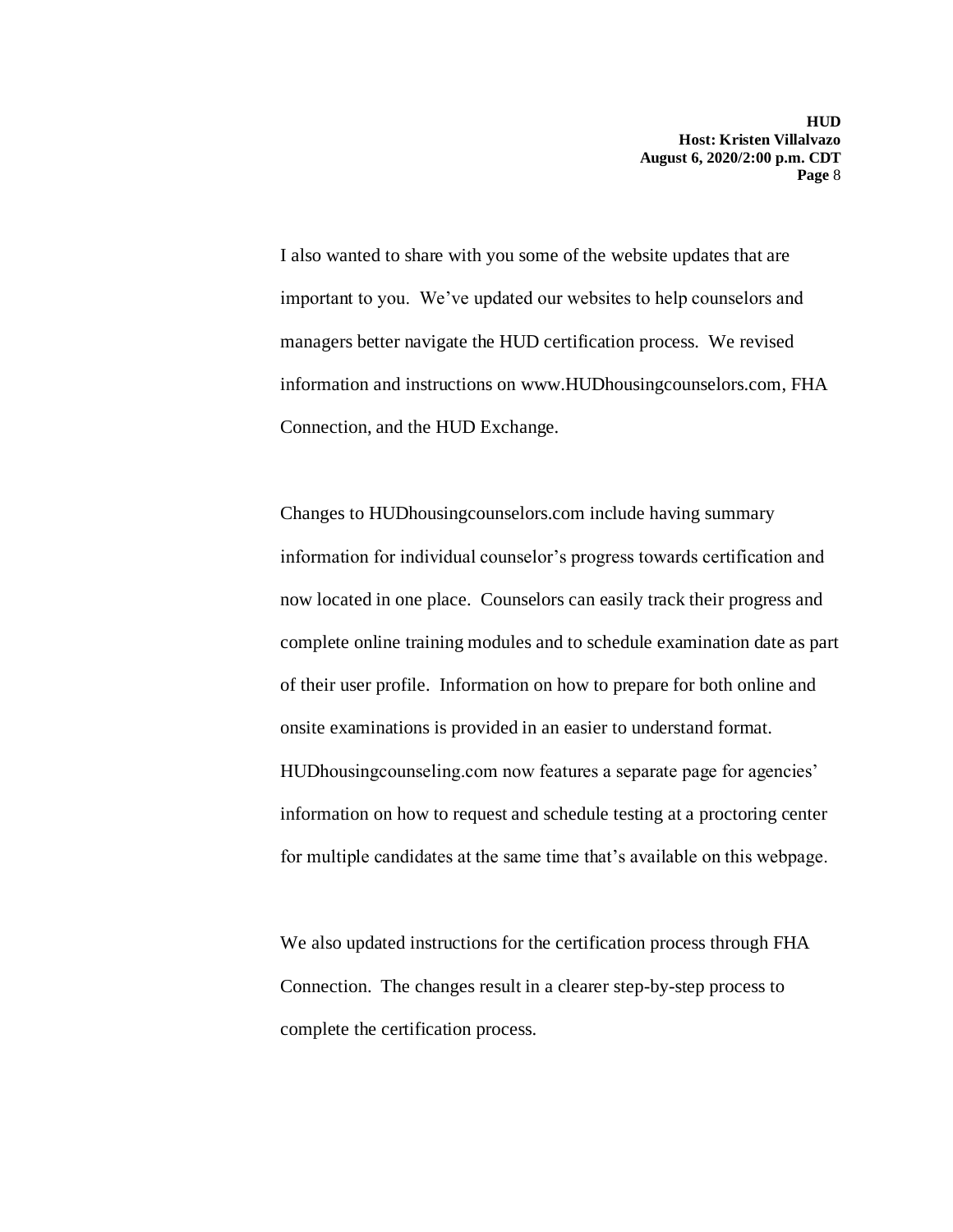I also wanted to share with you some of the website updates that are important to you. We've updated our websites to help counselors and managers better navigate the HUD certification process. We revised information and instructions on www.HUDhousingcounselors.com, FHA Connection, and the HUD Exchange.

Changes to HUDhousingcounselors.com include having summary information for individual counselor's progress towards certification and now located in one place. Counselors can easily track their progress and complete online training modules and to schedule examination date as part of their user profile. Information on how to prepare for both online and onsite examinations is provided in an easier to understand format. HUDhousingcounseling.com now features a separate page for agencies' information on how to request and schedule testing at a proctoring center for multiple candidates at the same time that's available on this webpage.

We also updated instructions for the certification process through FHA Connection. The changes result in a clearer step-by-step process to complete the certification process.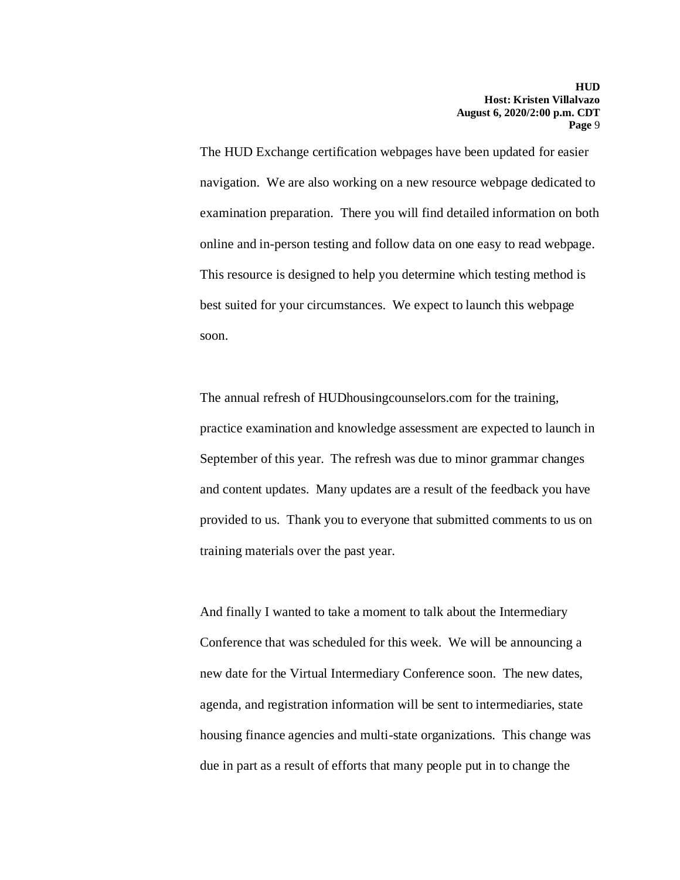The HUD Exchange certification webpages have been updated for easier navigation. We are also working on a new resource webpage dedicated to examination preparation. There you will find detailed information on both online and in-person testing and follow data on one easy to read webpage. This resource is designed to help you determine which testing method is best suited for your circumstances. We expect to launch this webpage soon.

The annual refresh of HUDhousingcounselors.com for the training, practice examination and knowledge assessment are expected to launch in September of this year. The refresh was due to minor grammar changes and content updates. Many updates are a result of the feedback you have provided to us. Thank you to everyone that submitted comments to us on training materials over the past year.

And finally I wanted to take a moment to talk about the Intermediary Conference that was scheduled for this week. We will be announcing a new date for the Virtual Intermediary Conference soon. The new dates, agenda, and registration information will be sent to intermediaries, state housing finance agencies and multi-state organizations. This change was due in part as a result of efforts that many people put in to change the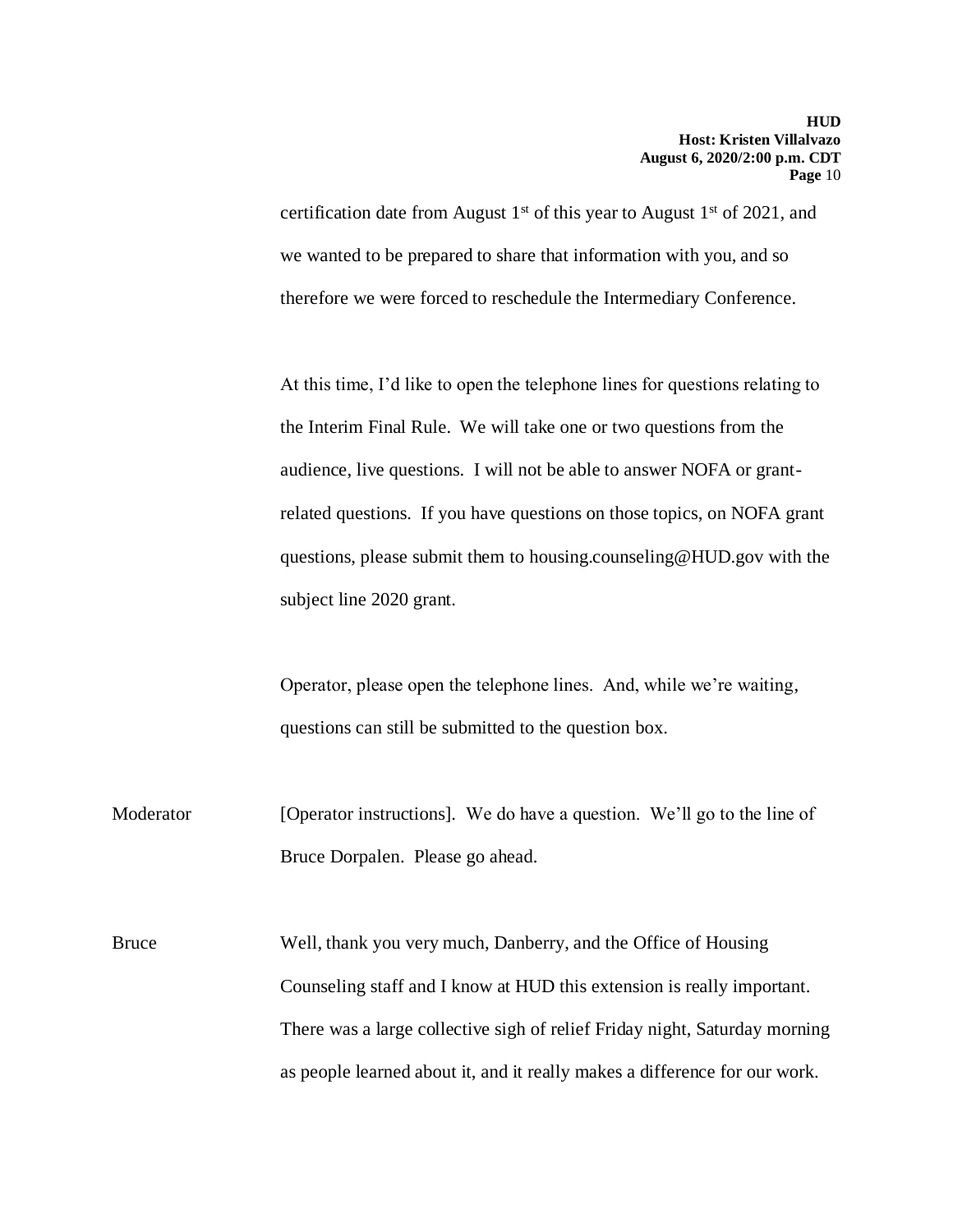certification date from August 1st of this year to August 1st of 2021, and we wanted to be prepared to share that information with you, and so therefore we were forced to reschedule the Intermediary Conference.

At this time, I'd like to open the telephone lines for questions relating to the Interim Final Rule. We will take one or two questions from the audience, live questions. I will not be able to answer NOFA or grant-related questions. If you have questions on those topics, on NOFA grant questions, please submit them to housing.counseling@HUD.gov with the subject line 2020 grant.

Operator, please open the telephone lines. And, while we're waiting, questions can still be submitted to the question box.

Moderator [Operator instructions]. We do have a question. We'll go to the line of Bruce Dorpalen. Please go ahead.

Bruce Well, thank you very much, Danberry, and the Office of Housing Counseling staff and I know at HUD this extension is really important. There was a large collective sigh of relief Friday night, Saturday morning as people learned about it, and it really makes a difference for our work.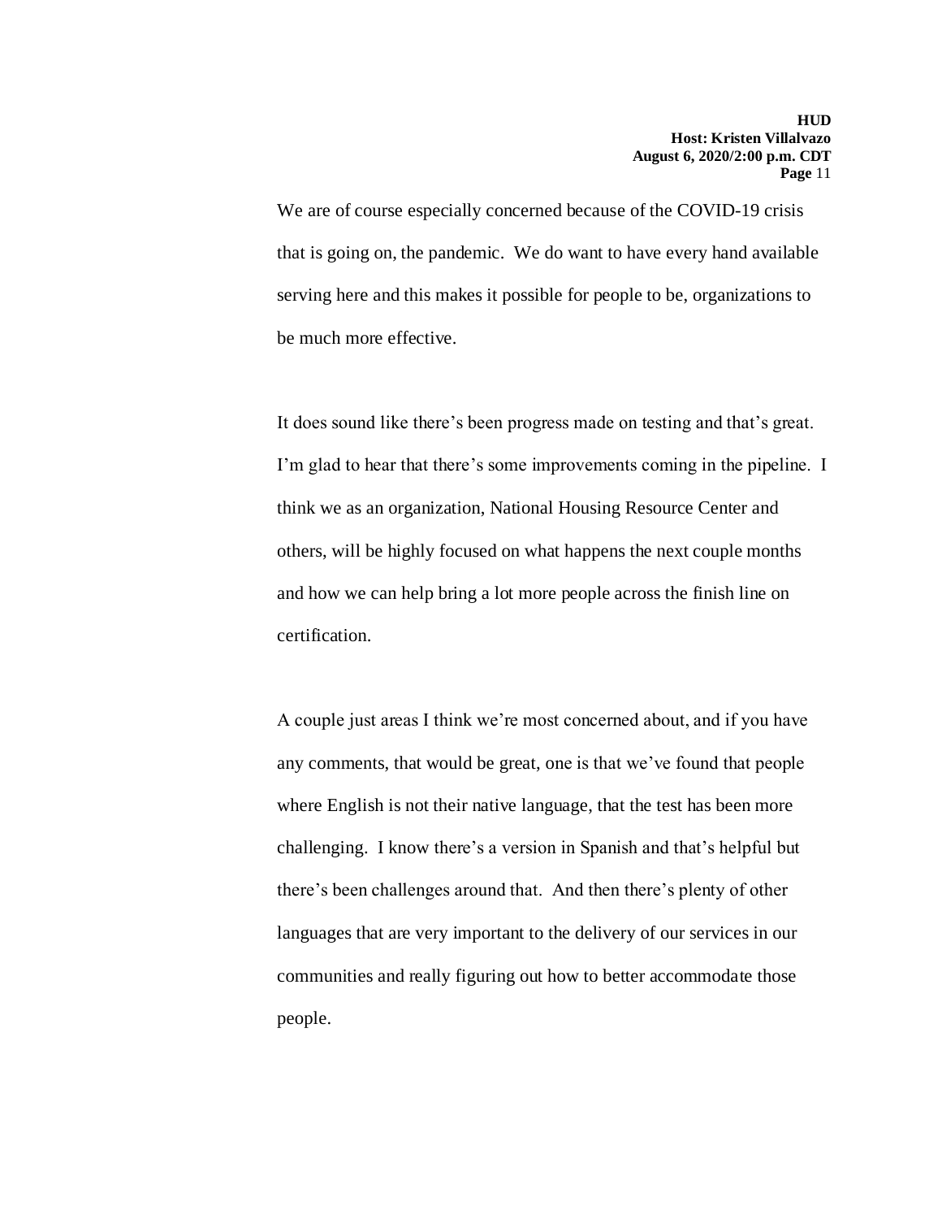We are of course especially concerned because of the COVID-19 crisis that is going on, the pandemic. We do want to have every hand available serving here and this makes it possible for people to be, organizations to be much more effective.

It does sound like there's been progress made on testing and that's great. I'm glad to hear that there's some improvements coming in the pipeline. I think we as an organization, National Housing Resource Center and others, will be highly focused on what happens the next couple months and how we can help bring a lot more people across the finish line on certification.

A couple just areas I think we're most concerned about, and if you have any comments, that would be great, one is that we've found that people where English is not their native language, that the test has been more challenging. I know there's a version in Spanish and that's helpful but there's been challenges around that. And then there's plenty of other languages that are very important to the delivery of our services in our communities and really figuring out how to better accommodate those people.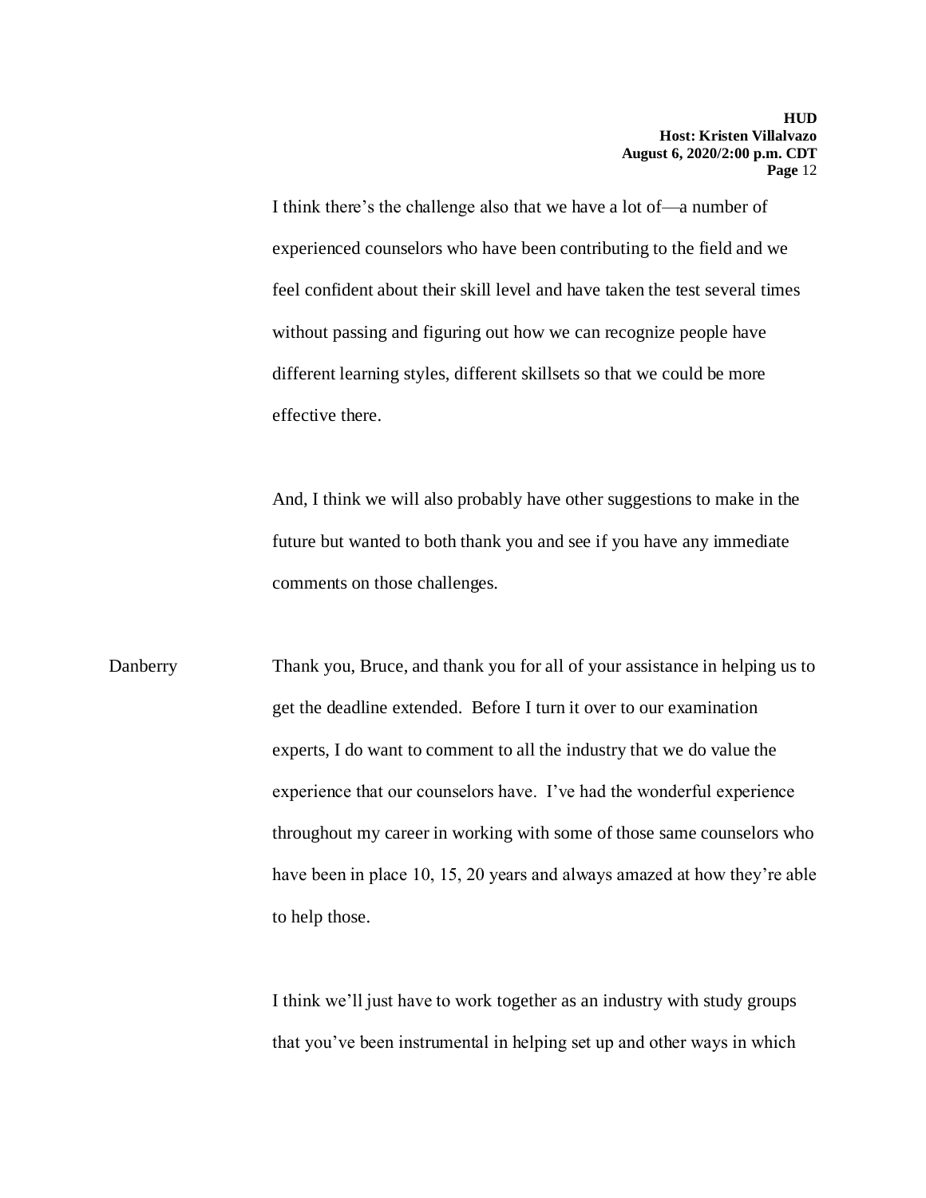I think there's the challenge also that we have a lot of—a number of experienced counselors who have been contributing to the field and we feel confident about their skill level and have taken the test several times without passing and figuring out how we can recognize people have different learning styles, different skillsets so that we could be more effective there.

And, I think we will also probably have other suggestions to make in the future but wanted to both thank you and see if you have any immediate comments on those challenges.

Danberry: Thank you, Bruce, and thank you for all of your assistance in helping us to get the deadline extended. Before I turn it over to our examination experts, I do want to comment to all the industry that we do value the experience that our counselors have. I've had the wonderful experience throughout my career in working with some of those same counselors who have been in place 10, 15, 20 years and always amazed at how they're able to help those.

I think we'll just have to work together as an industry with study groups that you've been instrumental in helping set up and other ways in which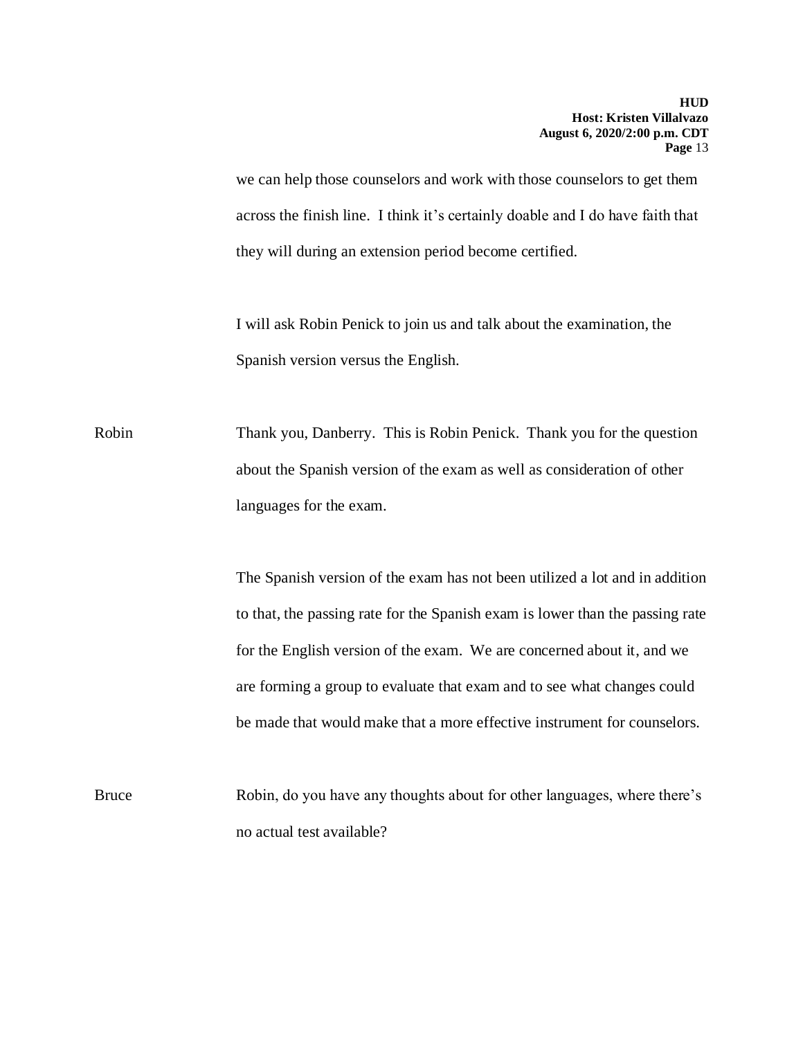we can help those counselors and work with those counselors to get them across the finish line. I think it's certainly doable and I do have faith that they will during an extension period become certified.

I will ask Robin Penick to join us and talk about the examination, the Spanish version versus the English.

Robin Thank you, Danberry. This is Robin Penick. Thank you for the question about the Spanish version of the exam as well as consideration of other languages for the exam.

The Spanish version of the exam has not been utilized a lot and in addition to that, the passing rate for the Spanish exam is lower than the passing rate for the English version of the exam. We are concerned about it, and we are forming a group to evaluate that exam and to see what changes could be made that would make that a more effective instrument for counselors.

Bruce Robin, do you have any thoughts about for other languages, where there's no actual test available?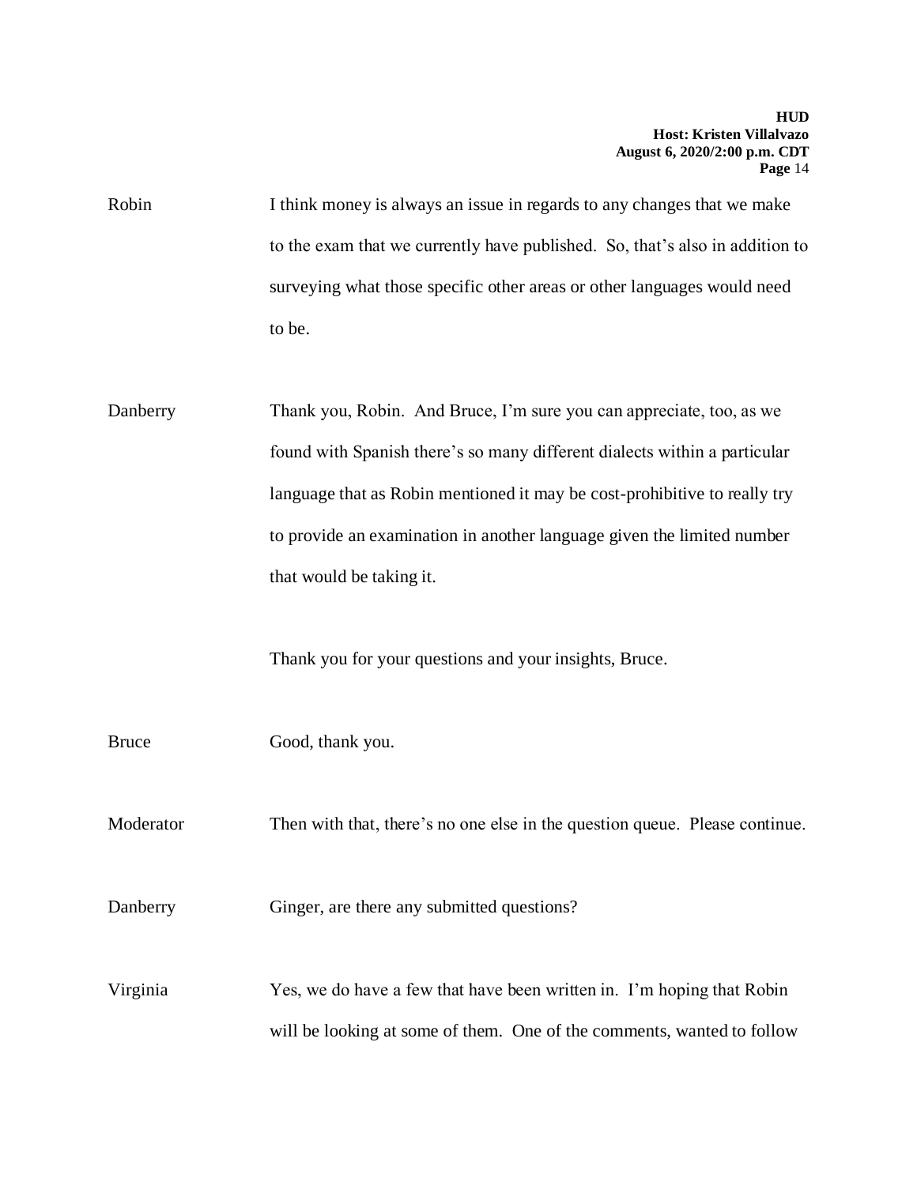Robin I think money is always an issue in regards to any changes that we make to the exam that we currently have published. So, that's also in addition to surveying what those specific other areas or other languages would need to be.

Danberry Thank you, Robin. And Bruce, I'm sure you can appreciate, too, as we found with Spanish there's so many different dialects within a particular language that as Robin mentioned it may be cost-prohibitive to really try to provide an examination in another language given the limited number that would be taking it.

Thank you for your questions and your insights, Bruce.

Bruce Good, thank you.

Moderator Then with that, there's no one else in the question queue. Please continue.

Danberry Ginger, are there any submitted questions?

Virginia Yes, we do have a few that have been written in. I'm hoping that Robin will be looking at some of them. One of the comments, wanted to follow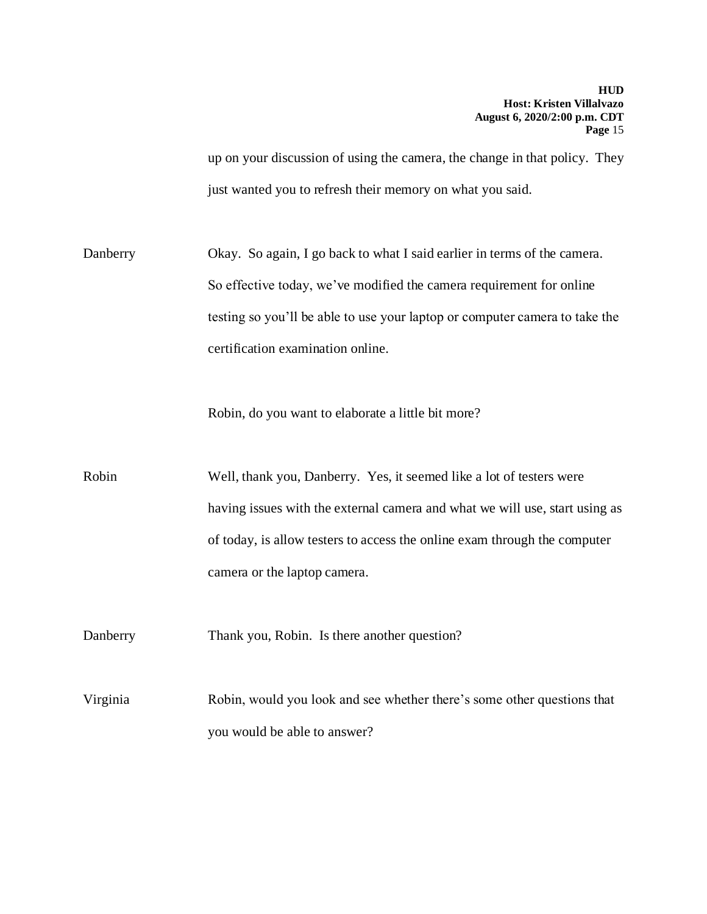up on your discussion of using the camera, the change in that policy. They just wanted you to refresh their memory on what you said.

Danberry Okay. So again, I go back to what I said earlier in terms of the camera. So effective today, we've modified the camera requirement for online testing so you'll be able to use your laptop or computer camera to take the certification examination online.

Robin, do you want to elaborate a little bit more?

Robin Well, thank you, Danberry. Yes, it seemed like a lot of testers were having issues with the external camera and what we will use, start using as of today, is allow testers to access the online exam through the computer camera or the laptop camera.

Danberry Thank you, Robin. Is there another question?

Virginia Robin, would you look and see whether there's some other questions that you would be able to answer?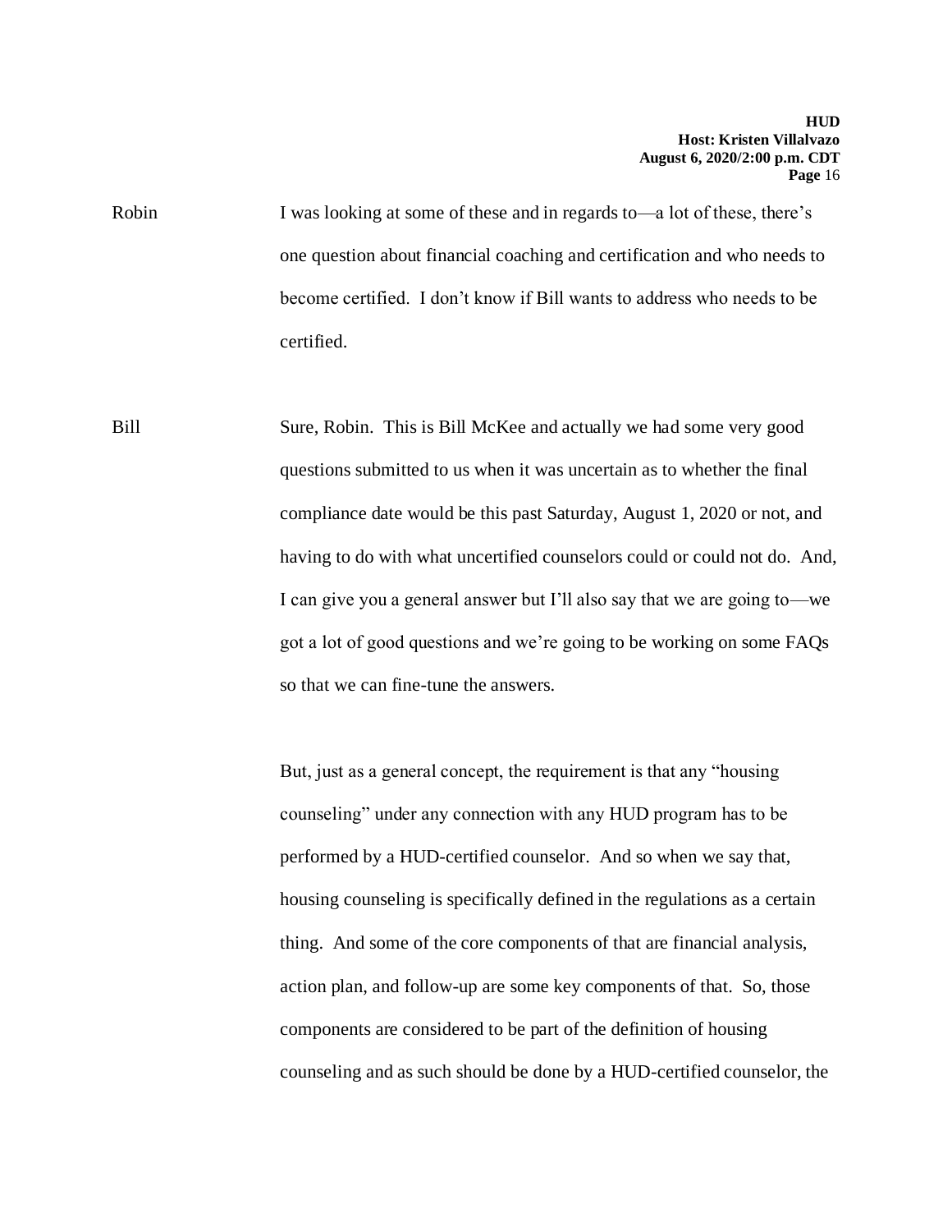Robin I was looking at some of these and in regards to—a lot of these, there's one question about financial coaching and certification and who needs to become certified. I don't know if Bill wants to address who needs to be certified.

Bill Sure, Robin. This is Bill McKee and actually we had some very good questions submitted to us when it was uncertain as to whether the final compliance date would be this past Saturday, August 1, 2020 or not, and having to do with what uncertified counselors could or could not do. And, I can give you a general answer but I'll also say that we are going to—we got a lot of good questions and we're going to be working on some FAQs so that we can fine-tune the answers.

But, just as a general concept, the requirement is that any "housing counseling" under any connection with any HUD program has to be performed by a HUD-certified counselor. And so when we say that, housing counseling is specifically defined in the regulations as a certain thing. And some of the core components of that are financial analysis, action plan, and follow-up are some key components of that. So, those components are considered to be part of the definition of housing counseling and as such should be done by a HUD-certified counselor, the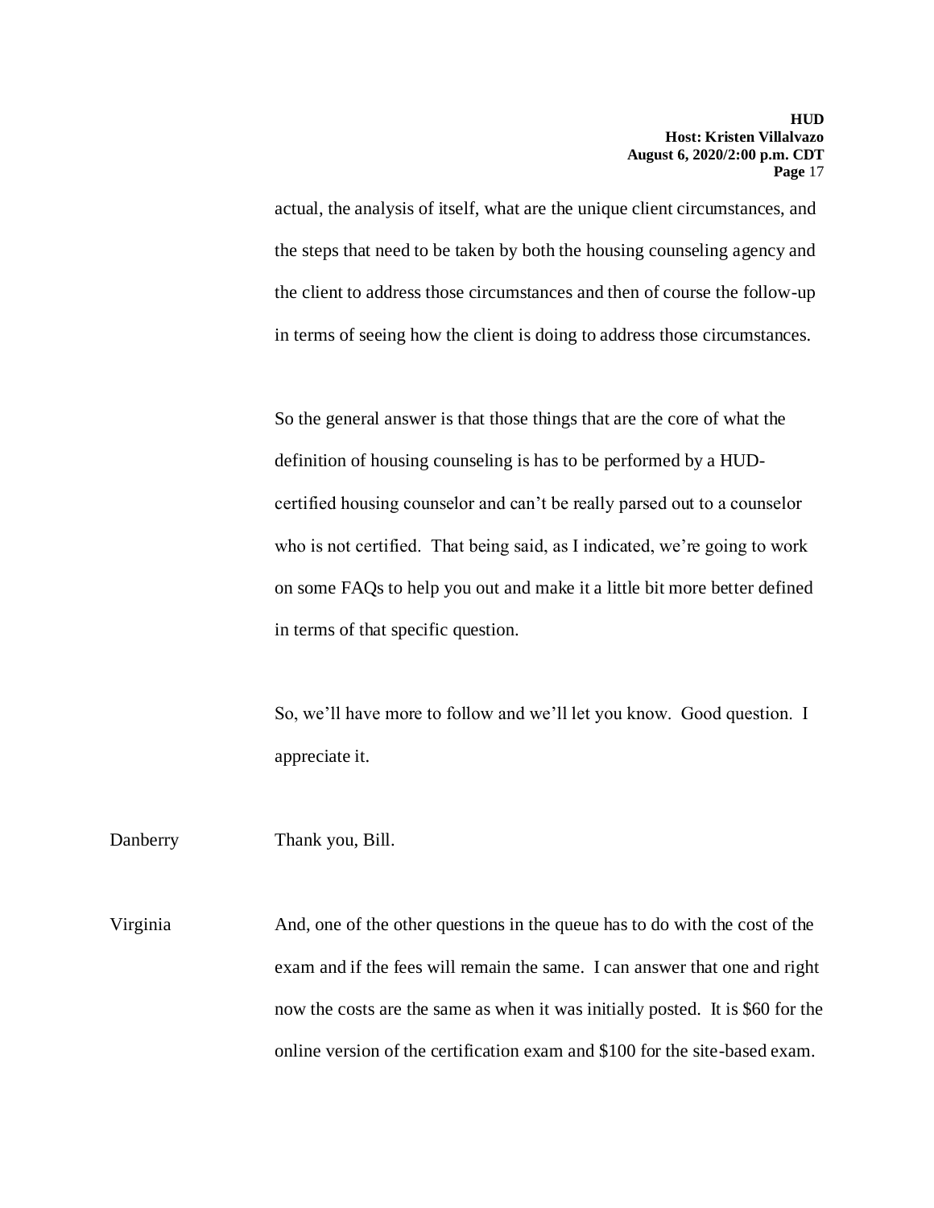actual, the analysis of itself, what are the unique client circumstances, and the steps that need to be taken by both the housing counseling agency and the client to address those circumstances and then of course the follow-up in terms of seeing how the client is doing to address those circumstances.

So the general answer is that those things that are the core of what the definition of housing counseling is has to be performed by a HUD-certified housing counselor and can't be really parsed out to a counselor who is not certified. That being said, as I indicated, we're going to work on some FAQs to help you out and make it a little bit more better defined in terms of that specific question.

So, we'll have more to follow and we'll let you know. Good question. I appreciate it.

Danberry — Thank you, Bill.

Virginia — And, one of the other questions in the queue has to do with the cost of the exam and if the fees will remain the same. I can answer that one and right now the costs are the same as when it was initially posted. It is $60 for the online version of the certification exam and $100 for the site-based exam.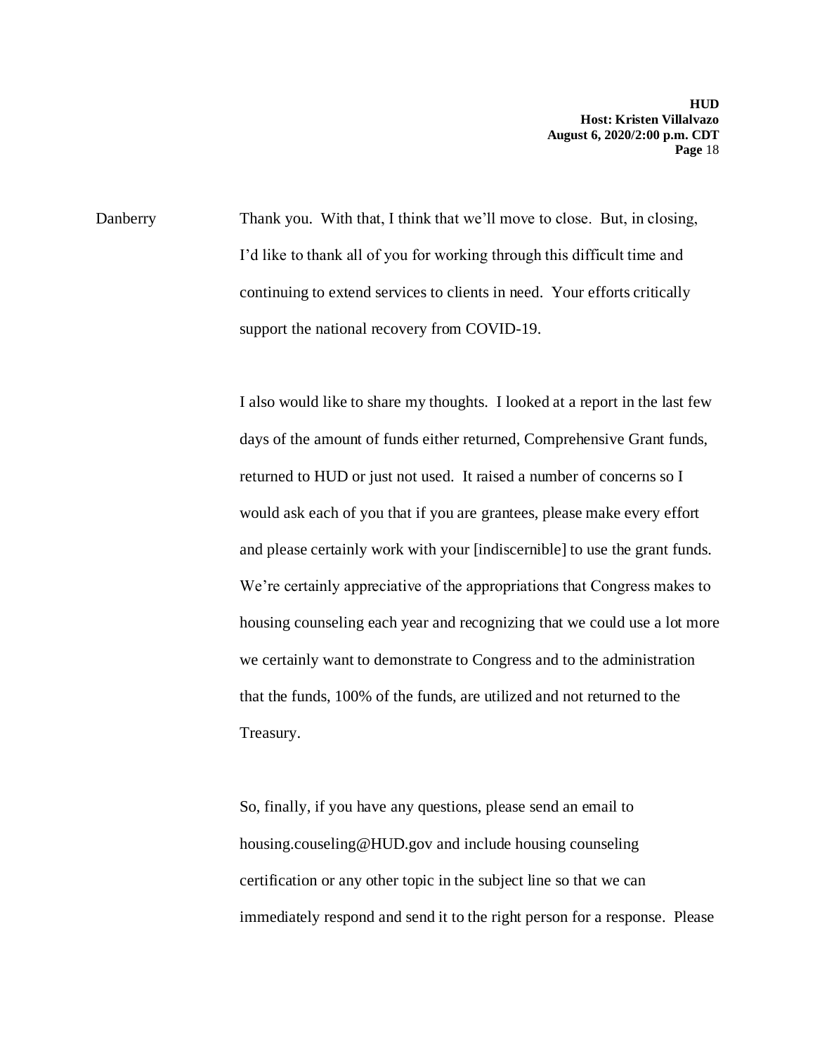Danberry Thank you. With that, I think that we'll move to close. But, in closing, I'd like to thank all of you for working through this difficult time and continuing to extend services to clients in need. Your efforts critically support the national recovery from COVID-19.

I also would like to share my thoughts. I looked at a report in the last few days of the amount of funds either returned, Comprehensive Grant funds, returned to HUD or just not used. It raised a number of concerns so I would ask each of you that if you are grantees, please make every effort and please certainly work with your [indiscernible] to use the grant funds. We're certainly appreciative of the appropriations that Congress makes to housing counseling each year and recognizing that we could use a lot more we certainly want to demonstrate to Congress and to the administration that the funds, 100% of the funds, are utilized and not returned to the Treasury.

So, finally, if you have any questions, please send an email to housing.couseling@HUD.gov and include housing counseling certification or any other topic in the subject line so that we can immediately respond and send it to the right person for a response. Please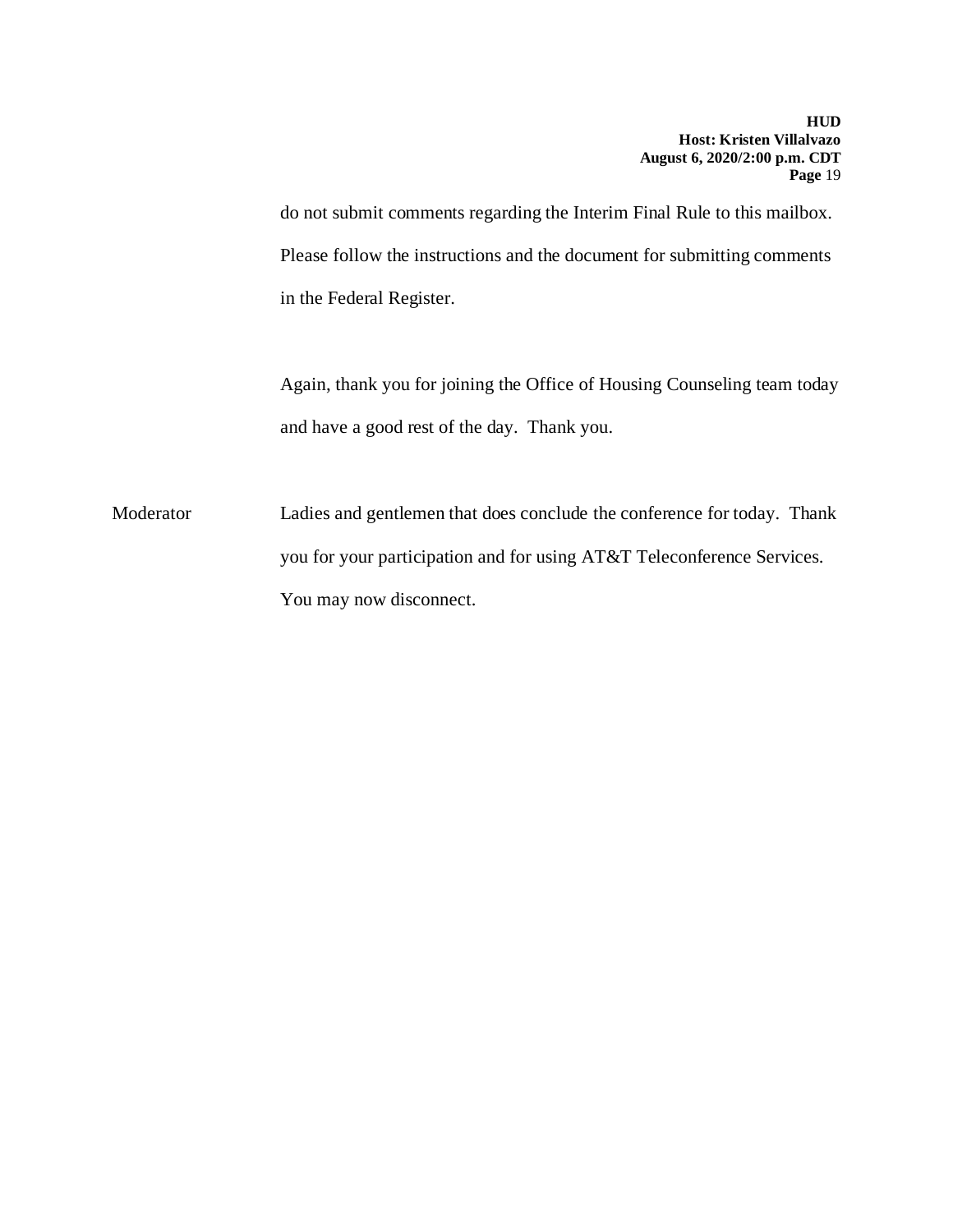do not submit comments regarding the Interim Final Rule to this mailbox. Please follow the instructions and the document for submitting comments in the Federal Register.

Again, thank you for joining the Office of Housing Counseling team today and have a good rest of the day. Thank you.

Moderator Ladies and gentlemen that does conclude the conference for today. Thank you for your participation and for using AT&T Teleconference Services. You may now disconnect.